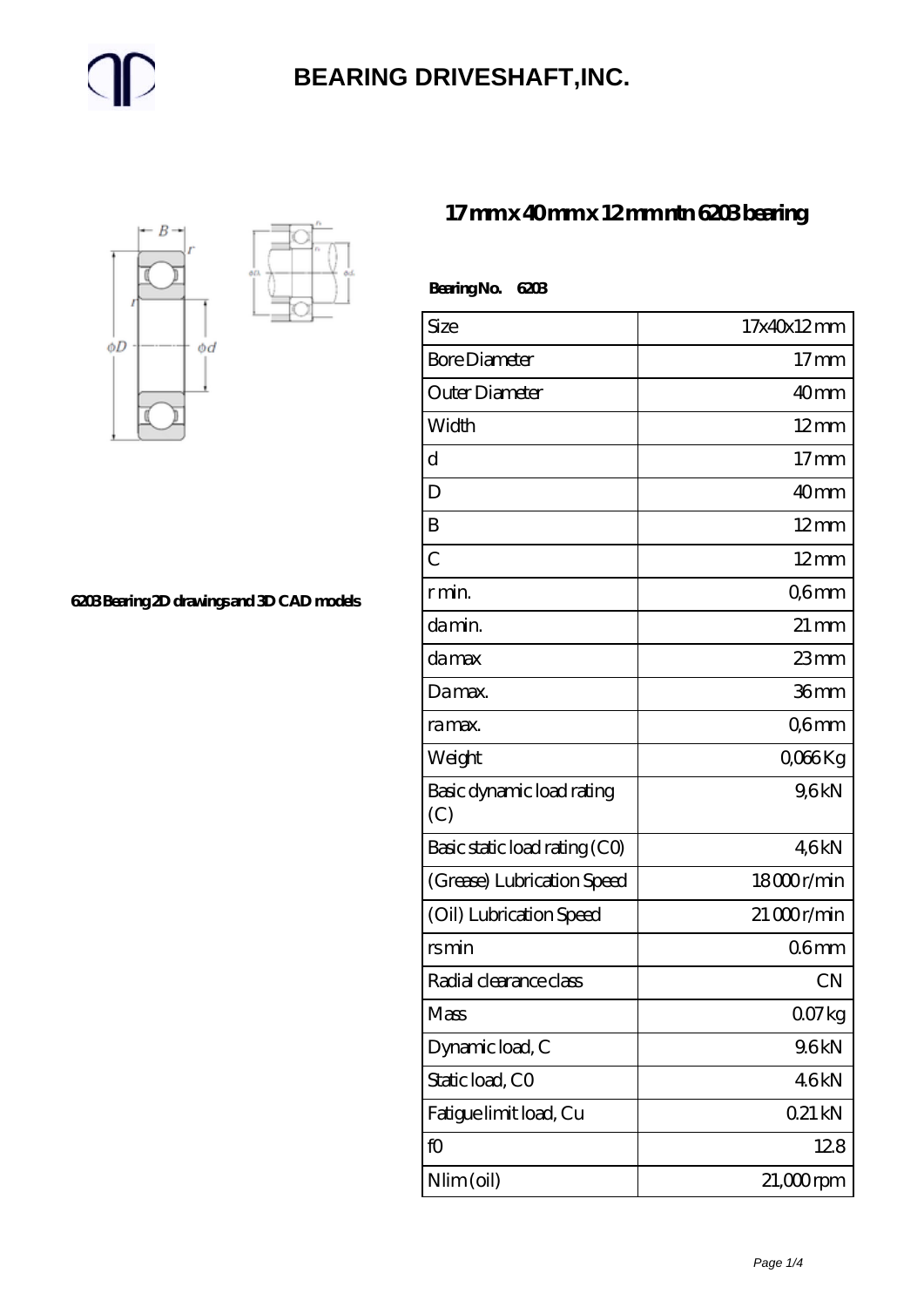# BEARING DRIVESHAFT,INC.

## 17 mm x 40 mm x 12 mm ntn 6203 bearing

6203 Bearing 2D drawings and 3D CAD models

**Bearing No. 6203**

| Size | 17x40x12 mm |
|---|---|
| Bore Diameter | 17 mm |
| Outer Diameter | 40 mm |
| Width | 12 mm |
| d | 17 mm |
| D | 40 mm |
| B | 12 mm |
| C | 12 mm |
| r min. | 0,6 mm |
| da min. | 21 mm |
| da max | 23 mm |
| Da max. | 36 mm |
| ra max. | 0,6 mm |
| Weight | 0,066 Kg |
| Basic dynamic load rating (C) | 9,6 kN |
| Basic static load rating (C0) | 4,6 kN |
| (Grease) Lubrication Speed | 18 000 r/min |
| (Oil) Lubrication Speed | 21 000 r/min |
| rs min | 0.6 mm |
| Radial clearance class | CN |
| Mass | 0.07 kg |
| Dynamic load, C | 9.6 kN |
| Static load, C0 | 4.6 kN |
| Fatigue limit load, Cu | 0.21 kN |
| f0 | 12.8 |
| Nlim (oil) | 21,000 rpm |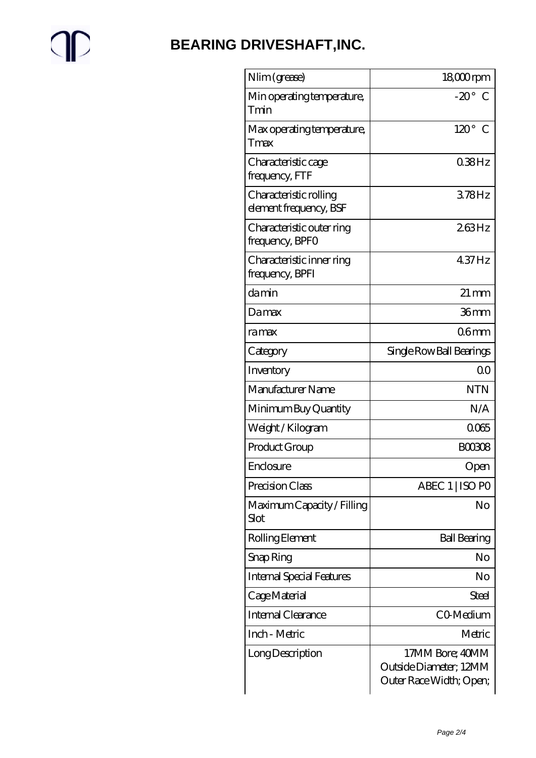# BEARING DRIVESHAFT,INC.

| Nlim (grease) | 18,000 rpm |
|---|---|
| Min operating temperature, Tmin | -20 ° C |
| Max operating temperature, Tmax | 120 ° C |
| Characteristic cage frequency, FTF | 0.38 Hz |
| Characteristic rolling element frequency, BSF | 3.78 Hz |
| Characteristic outer ring frequency, BPFO | 2.63 Hz |
| Characteristic inner ring frequency, BPFI | 4.37 Hz |
| da min | 21 mm |
| Da max | 36 mm |
| ra max | 0.6 mm |
| Category | Single Row Ball Bearings |
| Inventory | 0.0 |
| Manufacturer Name | NTN |
| Minimum Buy Quantity | N/A |
| Weight / Kilogram | 0.065 |
| Product Group | B00308 |
| Enclosure | Open |
| Precision Class | ABEC 1 \| ISO P0 |
| Maximum Capacity / Filling Slot | No |
| Rolling Element | Ball Bearing |
| Snap Ring | No |
| Internal Special Features | No |
| Cage Material | Steel |
| Internal Clearance | C0-Medium |
| Inch - Metric | Metric |
| Long Description | 17MM Bore; 40MM Outside Diameter; 12MM Outer Race Width; Open; |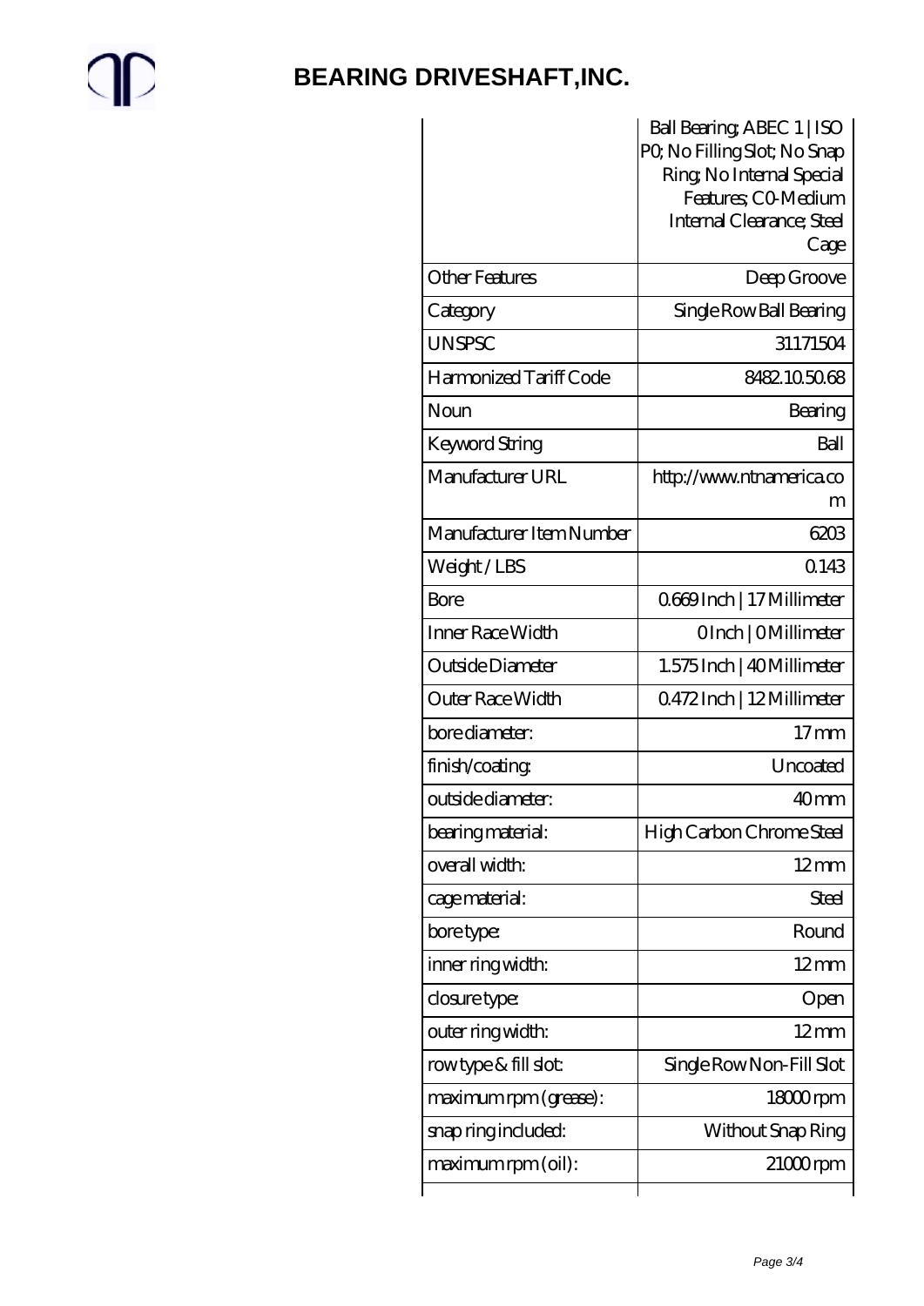| | |
|---|---|
| | Ball Bearing; ABEC 1 \| ISO P0; No Filling Slot; No Snap Ring; No Internal Special Features; C0-Medium Internal Clearance; Steel Cage |
| Other Features | Deep Groove |
| Category | Single Row Ball Bearing |
| UNSPSC | 31171504 |
| Harmonized Tariff Code | 8482.10.50.68 |
| Noun | Bearing |
| Keyword String | Ball |
| Manufacturer URL | http://www.ntnamerica.com |
| Manufacturer Item Number | 6203 |
| Weight / LBS | 0.143 |
| Bore | 0.669 Inch \| 17 Millimeter |
| Inner Race Width | 0 Inch \| 0 Millimeter |
| Outside Diameter | 1.575 Inch \| 40 Millimeter |
| Outer Race Width | 0.472 Inch \| 12 Millimeter |
| bore diameter: | 17 mm |
| finish/coating: | Uncoated |
| outside diameter: | 40 mm |
| bearing material: | High Carbon Chrome Steel |
| overall width: | 12 mm |
| cage material: | Steel |
| bore type: | Round |
| inner ring width: | 12 mm |
| closure type: | Open |
| outer ring width: | 12 mm |
| row type & fill slot: | Single Row Non-Fill Slot |
| maximum rpm (grease): | 18000 rpm |
| snap ring included: | Without Snap Ring |
| maximum rpm (oil): | 21000 rpm |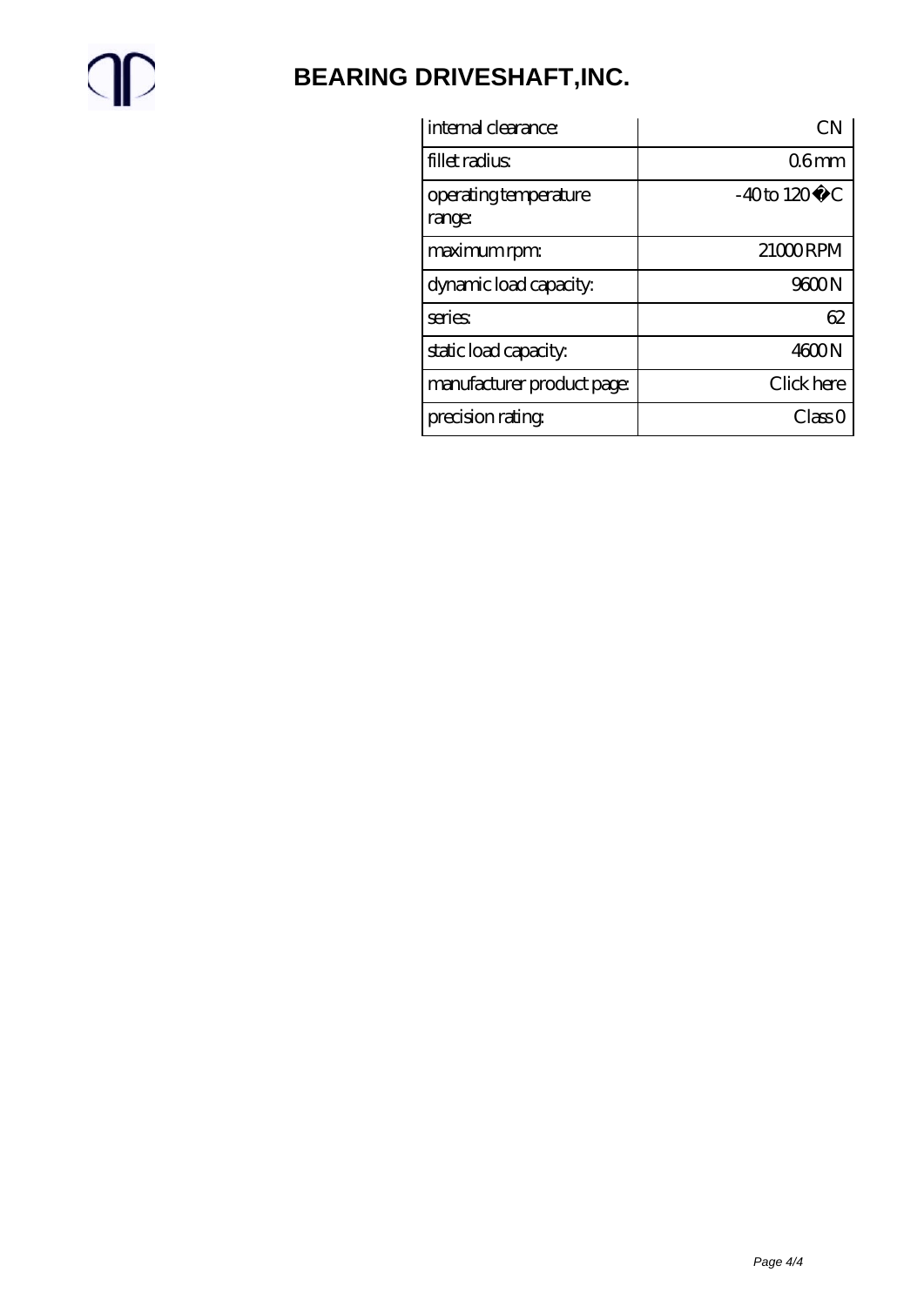| | |
|---|---|
| internal clearance: | CN |
| fillet radius: | 0.6 mm |
| operating temperature range: | -40 to 120 �C |
| maximum rpm: | 21000 RPM |
| dynamic load capacity: | 9600 N |
| series: | 62 |
| static load capacity: | 4600 N |
| manufacturer product page: | Click here |
| precision rating: | Class 0 |